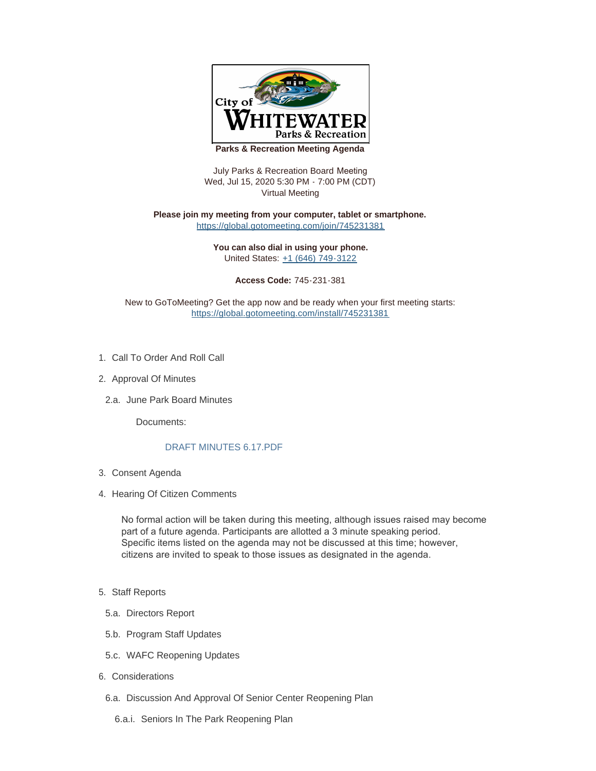City of WHITEWATER Parks & Recreation

**Parks & Recreation Meeting Agenda**

July Parks & Recreation Board Meeting
Wed, Jul 15, 2020 5:30 PM - 7:00 PM (CDT)
Virtual Meeting

**Please join my meeting from your computer, tablet or smartphone.**
https://global.gotomeeting.com/join/745231381

**You can also dial in using your phone.**
United States: +1 (646) 749-3122

**Access Code:** 745-231-381

New to GoToMeeting? Get the app now and be ready when your first meeting starts:
https://global.gotomeeting.com/install/745231381

1. Call To Order And Roll Call

2. Approval Of Minutes

   2.a. June Park Board Minutes

   Documents:

   DRAFT MINUTES 6.17.PDF

3. Consent Agenda

4. Hearing Of Citizen Comments

   No formal action will be taken during this meeting, although issues raised may become part of a future agenda. Participants are allotted a 3 minute speaking period. Specific items listed on the agenda may not be discussed at this time; however, citizens are invited to speak to those issues as designated in the agenda.

5. Staff Reports

   5.a. Directors Report

   5.b. Program Staff Updates

   5.c. WAFC Reopening Updates

6. Considerations

   6.a. Discussion And Approval Of Senior Center Reopening Plan

      6.a.i. Seniors In The Park Reopening Plan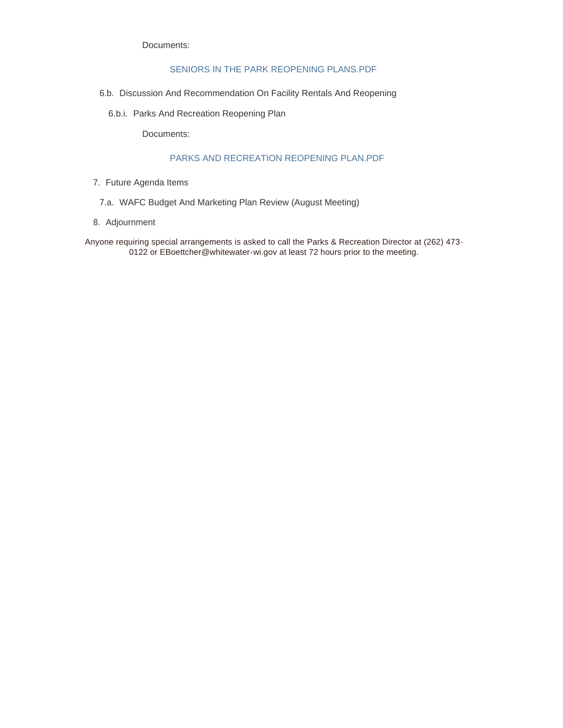Documents:

SENIORS IN THE PARK REOPENING PLANS.PDF

6.b. Discussion And Recommendation On Facility Rentals And Reopening

6.b.i. Parks And Recreation Reopening Plan

Documents:

PARKS AND RECREATION REOPENING PLAN.PDF

7. Future Agenda Items

7.a. WAFC Budget And Marketing Plan Review (August Meeting)

8. Adjournment

Anyone requiring special arrangements is asked to call the Parks & Recreation Director at (262) 473-0122 or EBoettcher@whitewater-wi.gov at least 72 hours prior to the meeting.